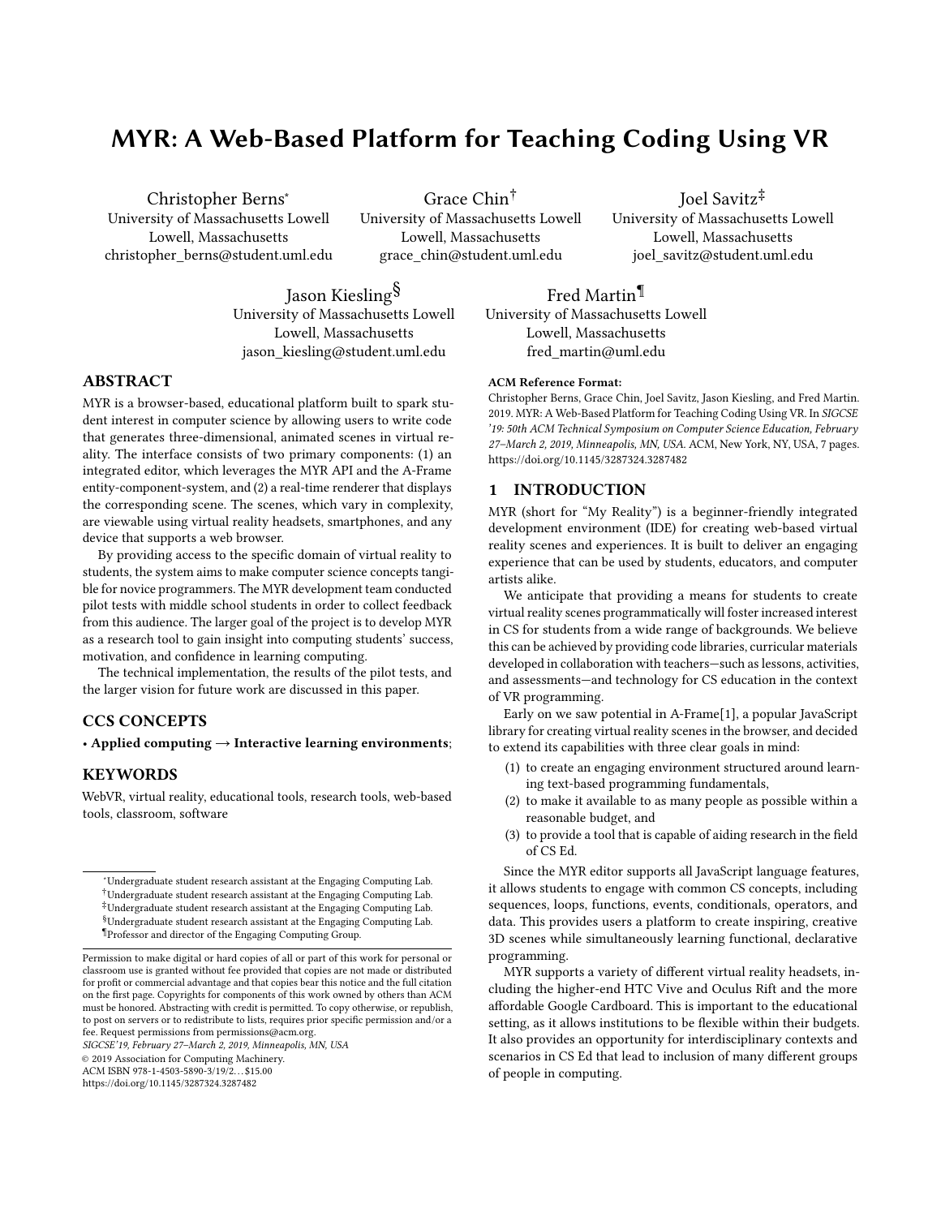# MYR: A Web-Based Platform for Teaching Coding Using VR

Christopher Berns*
University of Massachusetts Lowell
Lowell, Massachusetts
christopher_berns@student.uml.edu

Grace Chin†
University of Massachusetts Lowell
Lowell, Massachusetts
grace_chin@student.uml.edu

Joel Savitz‡
University of Massachusetts Lowell
Lowell, Massachusetts
joel_savitz@student.uml.edu

Jason Kiesling§
University of Massachusetts Lowell
Lowell, Massachusetts
jason_kiesling@student.uml.edu

Fred Martin¶
University of Massachusetts Lowell
Lowell, Massachusetts
fred_martin@uml.edu

## ABSTRACT

MYR is a browser-based, educational platform built to spark student interest in computer science by allowing users to write code that generates three-dimensional, animated scenes in virtual reality. The interface consists of two primary components: (1) an integrated editor, which leverages the MYR API and the A-Frame entity-component-system, and (2) a real-time renderer that displays the corresponding scene. The scenes, which vary in complexity, are viewable using virtual reality headsets, smartphones, and any device that supports a web browser.

By providing access to the specific domain of virtual reality to students, the system aims to make computer science concepts tangible for novice programmers. The MYR development team conducted pilot tests with middle school students in order to collect feedback from this audience. The larger goal of the project is to develop MYR as a research tool to gain insight into computing students' success, motivation, and confidence in learning computing.

The technical implementation, the results of the pilot tests, and the larger vision for future work are discussed in this paper.

## CCS CONCEPTS

• **Applied computing → Interactive learning environments**;

## KEYWORDS

WebVR, virtual reality, educational tools, research tools, web-based tools, classroom, software

*Undergraduate student research assistant at the Engaging Computing Lab.
†Undergraduate student research assistant at the Engaging Computing Lab.
‡Undergraduate student research assistant at the Engaging Computing Lab.
§Undergraduate student research assistant at the Engaging Computing Lab.
¶Professor and director of the Engaging Computing Group.

Permission to make digital or hard copies of all or part of this work for personal or classroom use is granted without fee provided that copies are not made or distributed for profit or commercial advantage and that copies bear this notice and the full citation on the first page. Copyrights for components of this work owned by others than ACM must be honored. Abstracting with credit is permitted. To copy otherwise, or republish, to post on servers or to redistribute to lists, requires prior specific permission and/or a fee. Request permissions from permissions@acm.org.
*SIGCSE'19, February 27–March 2, 2019, Minneapolis, MN, USA*
© 2019 Association for Computing Machinery.
ACM ISBN 978-1-4503-5890-3/19/2...$15.00
https://doi.org/10.1145/3287324.3287482

**ACM Reference Format:**
Christopher Berns, Grace Chin, Joel Savitz, Jason Kiesling, and Fred Martin. 2019. MYR: A Web-Based Platform for Teaching Coding Using VR. In *SIGCSE '19: 50th ACM Technical Symposium on Computer Science Education, February 27–March 2, 2019, Minneapolis, MN, USA.* ACM, New York, NY, USA, 7 pages. https://doi.org/10.1145/3287324.3287482

## 1 INTRODUCTION

MYR (short for "My Reality") is a beginner-friendly integrated development environment (IDE) for creating web-based virtual reality scenes and experiences. It is built to deliver an engaging experience that can be used by students, educators, and computer artists alike.

We anticipate that providing a means for students to create virtual reality scenes programmatically will foster increased interest in CS for students from a wide range of backgrounds. We believe this can be achieved by providing code libraries, curricular materials developed in collaboration with teachers—such as lessons, activities, and assessments—and technology for CS education in the context of VR programming.

Early on we saw potential in A-Frame[1], a popular JavaScript library for creating virtual reality scenes in the browser, and decided to extend its capabilities with three clear goals in mind:

(1) to create an engaging environment structured around learning text-based programming fundamentals,
(2) to make it available to as many people as possible within a reasonable budget, and
(3) to provide a tool that is capable of aiding research in the field of CS Ed.

Since the MYR editor supports all JavaScript language features, it allows students to engage with common CS concepts, including sequences, loops, functions, events, conditionals, operators, and data. This provides users a platform to create inspiring, creative 3D scenes while simultaneously learning functional, declarative programming.

MYR supports a variety of different virtual reality headsets, including the higher-end HTC Vive and Oculus Rift and the more affordable Google Cardboard. This is important to the educational setting, as it allows institutions to be flexible within their budgets. It also provides an opportunity for interdisciplinary contexts and scenarios in CS Ed that lead to inclusion of many different groups of people in computing.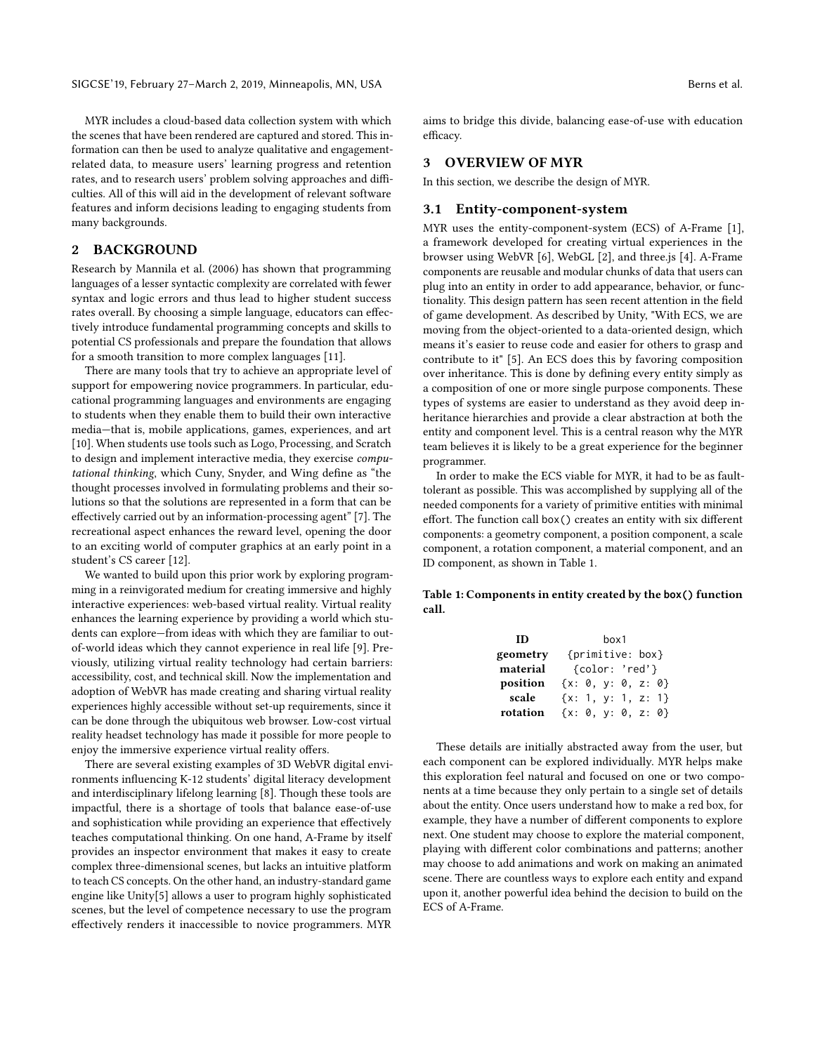MYR includes a cloud-based data collection system with which the scenes that have been rendered are captured and stored. This information can then be used to analyze qualitative and engagement-related data, to measure users' learning progress and retention rates, and to research users' problem solving approaches and difficulties. All of this will aid in the development of relevant software features and inform decisions leading to engaging students from many backgrounds.

## 2 BACKGROUND

Research by Mannila et al. (2006) has shown that programming languages of a lesser syntactic complexity are correlated with fewer syntax and logic errors and thus lead to higher student success rates overall. By choosing a simple language, educators can effectively introduce fundamental programming concepts and skills to potential CS professionals and prepare the foundation that allows for a smooth transition to more complex languages [11].

There are many tools that try to achieve an appropriate level of support for empowering novice programmers. In particular, educational programming languages and environments are engaging to students when they enable them to build their own interactive media—that is, mobile applications, games, experiences, and art [10]. When students use tools such as Logo, Processing, and Scratch to design and implement interactive media, they exercise *computational thinking*, which Cuny, Snyder, and Wing define as "the thought processes involved in formulating problems and their solutions so that the solutions are represented in a form that can be effectively carried out by an information-processing agent" [7]. The recreational aspect enhances the reward level, opening the door to an exciting world of computer graphics at an early point in a student's CS career [12].

We wanted to build upon this prior work by exploring programming in a reinvigorated medium for creating immersive and highly interactive experiences: web-based virtual reality. Virtual reality enhances the learning experience by providing a world which students can explore—from ideas with which they are familiar to out-of-world ideas which they cannot experience in real life [9]. Previously, utilizing virtual reality technology had certain barriers: accessibility, cost, and technical skill. Now the implementation and adoption of WebVR has made creating and sharing virtual reality experiences highly accessible without set-up requirements, since it can be done through the ubiquitous web browser. Low-cost virtual reality headset technology has made it possible for more people to enjoy the immersive experience virtual reality offers.

There are several existing examples of 3D WebVR digital environments influencing K-12 students' digital literacy development and interdisciplinary lifelong learning [8]. Though these tools are impactful, there is a shortage of tools that balance ease-of-use and sophistication while providing an experience that effectively teaches computational thinking. On one hand, A-Frame by itself provides an inspector environment that makes it easy to create complex three-dimensional scenes, but lacks an intuitive platform to teach CS concepts. On the other hand, an industry-standard game engine like Unity[5] allows a user to program highly sophisticated scenes, but the level of competence necessary to use the program effectively renders it inaccessible to novice programmers. MYR aims to bridge this divide, balancing ease-of-use with education efficacy.

## 3 OVERVIEW OF MYR

In this section, we describe the design of MYR.

### 3.1 Entity-component-system

MYR uses the entity-component-system (ECS) of A-Frame [1], a framework developed for creating virtual experiences in the browser using WebVR [6], WebGL [2], and three.js [4]. A-Frame components are reusable and modular chunks of data that users can plug into an entity in order to add appearance, behavior, or functionality. This design pattern has seen recent attention in the field of game development. As described by Unity, "With ECS, we are moving from the object-oriented to a data-oriented design, which means it's easier to reuse code and easier for others to grasp and contribute to it" [5]. An ECS does this by favoring composition over inheritance. This is done by defining every entity simply as a composition of one or more single purpose components. These types of systems are easier to understand as they avoid deep inheritance hierarchies and provide a clear abstraction at both the entity and component level. This is a central reason why the MYR team believes it is likely to be a great experience for the beginner programmer.

In order to make the ECS viable for MYR, it had to be as fault-tolerant as possible. This was accomplished by supplying all of the needed components for a variety of primitive entities with minimal effort. The function call `box()` creates an entity with six different components: a geometry component, a position component, a scale component, a rotation component, a material component, and an ID component, as shown in Table 1.

**Table 1: Components in entity created by the `box()` function call.**

| **ID** | `box1` |
|---|---|
| **geometry** | `{primitive: box}` |
| **material** | `{color: 'red'}` |
| **position** | `{x: 0, y: 0, z: 0}` |
| **scale** | `{x: 1, y: 1, z: 1}` |
| **rotation** | `{x: 0, y: 0, z: 0}` |

These details are initially abstracted away from the user, but each component can be explored individually. MYR helps make this exploration feel natural and focused on one or two components at a time because they only pertain to a single set of details about the entity. Once users understand how to make a red box, for example, they have a number of different components to explore next. One student may choose to explore the material component, playing with different color combinations and patterns; another may choose to add animations and work on making an animated scene. There are countless ways to explore each entity and expand upon it, another powerful idea behind the decision to build on the ECS of A-Frame.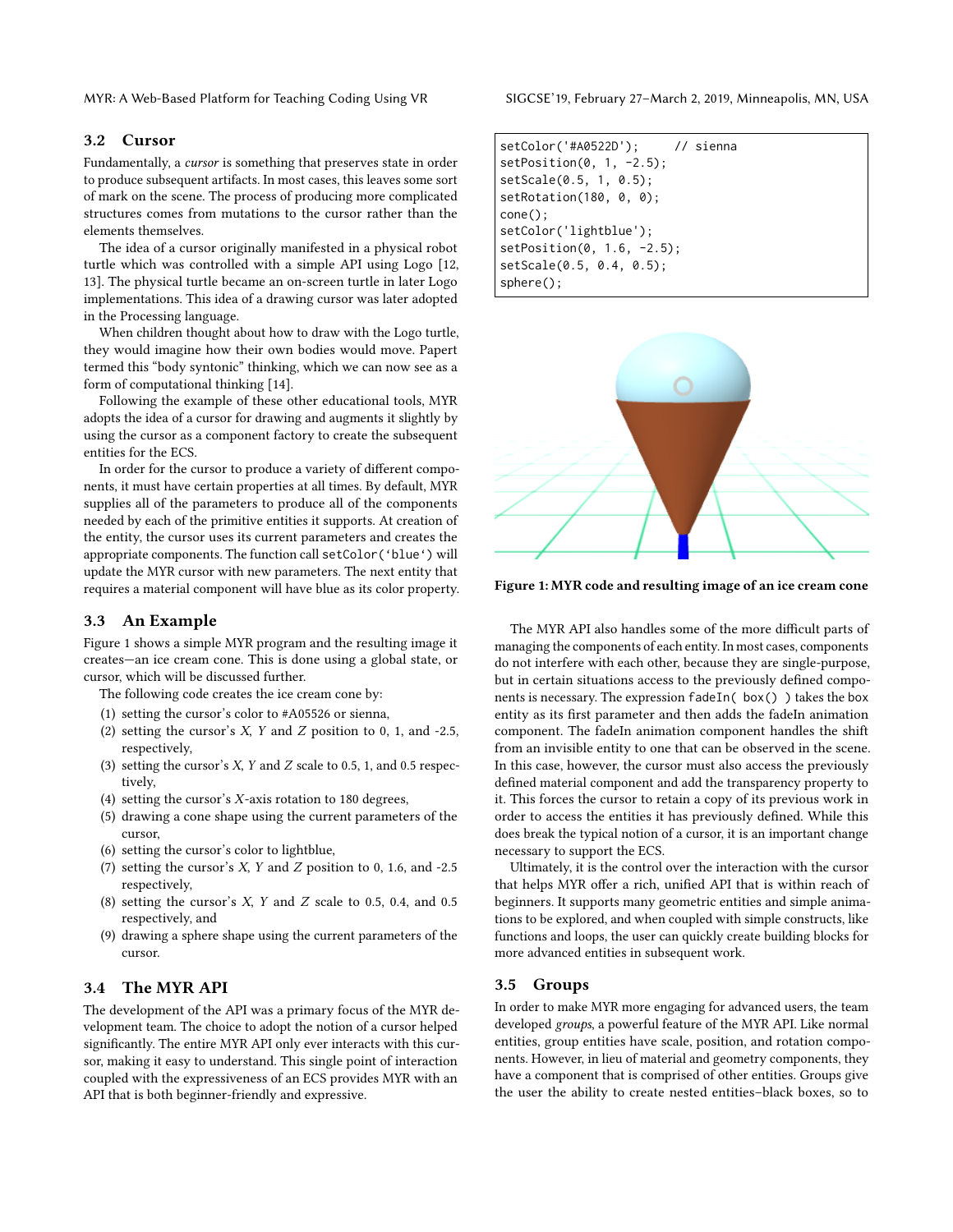### 3.2 Cursor

Fundamentally, a *cursor* is something that preserves state in order to produce subsequent artifacts. In most cases, this leaves some sort of mark on the scene. The process of producing more complicated structures comes from mutations to the cursor rather than the elements themselves.

The idea of a cursor originally manifested in a physical robot turtle which was controlled with a simple API using Logo [12, 13]. The physical turtle became an on-screen turtle in later Logo implementations. This idea of a drawing cursor was later adopted in the Processing language.

When children thought about how to draw with the Logo turtle, they would imagine how their own bodies would move. Papert termed this "body syntonic" thinking, which we can now see as a form of computational thinking [14].

Following the example of these other educational tools, MYR adopts the idea of a cursor for drawing and augments it slightly by using the cursor as a component factory to create the subsequent entities for the ECS.

In order for the cursor to produce a variety of different components, it must have certain properties at all times. By default, MYR supplies all of the parameters to produce all of the components needed by each of the primitive entities it supports. At creation of the entity, the cursor uses its current parameters and creates the appropriate components. The function call `setColor('blue')` will update the MYR cursor with new parameters. The next entity that requires a material component will have blue as its color property.

### 3.3 An Example

Figure 1 shows a simple MYR program and the resulting image it creates—an ice cream cone. This is done using a global state, or cursor, which will be discussed further.

The following code creates the ice cream cone by:

1. setting the cursor's color to #A05526 or sienna,
2. setting the cursor's *X*, *Y* and *Z* position to 0, 1, and -2.5, respectively,
3. setting the cursor's *X*, *Y* and *Z* scale to 0.5, 1, and 0.5 respectively,
4. setting the cursor's *X*-axis rotation to 180 degrees,
5. drawing a cone shape using the current parameters of the cursor,
6. setting the cursor's color to lightblue,
7. setting the cursor's *X*, *Y* and *Z* position to 0, 1.6, and -2.5 respectively,
8. setting the cursor's *X*, *Y* and *Z* scale to 0.5, 0.4, and 0.5 respectively, and
9. drawing a sphere shape using the current parameters of the cursor.

### 3.4 The MYR API

The development of the API was a primary focus of the MYR development team. The choice to adopt the notion of a cursor helped significantly. The entire MYR API only ever interacts with this cursor, making it easy to understand. This single point of interaction coupled with the expressiveness of an ECS provides MYR with an API that is both beginner-friendly and expressive.

```
setColor('#A0522D');     // sienna
setPosition(0, 1, -2.5);
setScale(0.5, 1, 0.5);
setRotation(180, 0, 0);
cone();
setColor('lightblue');
setPosition(0, 1.6, -2.5);
setScale(0.5, 0.4, 0.5);
sphere();
```

**Figure 1: MYR code and resulting image of an ice cream cone**

The MYR API also handles some of the more difficult parts of managing the components of each entity. In most cases, components do not interfere with each other, because they are single-purpose, but in certain situations access to the previously defined components is necessary. The expression `fadeIn( box() )` takes the box entity as its first parameter and then adds the fadeIn animation component. The fadeIn animation component handles the shift from an invisible entity to one that can be observed in the scene. In this case, however, the cursor must also access the previously defined material component and add the transparency property to it. This forces the cursor to retain a copy of its previous work in order to access the entities it has previously defined. While this does break the typical notion of a cursor, it is an important change necessary to support the ECS.

Ultimately, it is the control over the interaction with the cursor that helps MYR offer a rich, unified API that is within reach of beginners. It supports many geometric entities and simple animations to be explored, and when coupled with simple constructs, like functions and loops, the user can quickly create building blocks for more advanced entities in subsequent work.

### 3.5 Groups

In order to make MYR more engaging for advanced users, the team developed *groups*, a powerful feature of the MYR API. Like normal entities, group entities have scale, position, and rotation components. However, in lieu of material and geometry components, they have a component that is comprised of other entities. Groups give the user the ability to create nested entities–black boxes, so to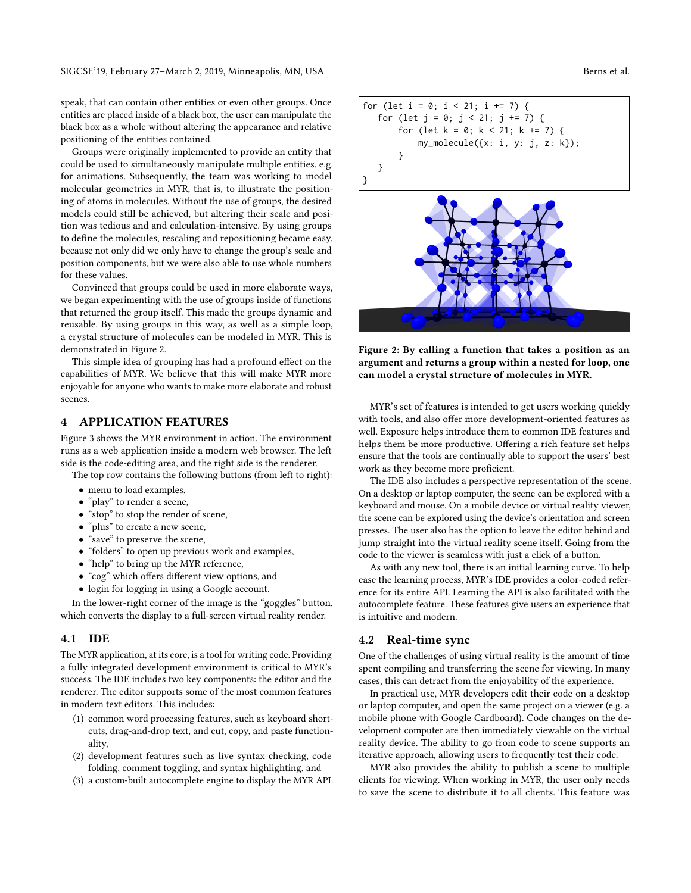speak, that can contain other entities or even other groups. Once entities are placed inside of a black box, the user can manipulate the black box as a whole without altering the appearance and relative positioning of the entities contained.

Groups were originally implemented to provide an entity that could be used to simultaneously manipulate multiple entities, e.g. for animations. Subsequently, the team was working to model molecular geometries in MYR, that is, to illustrate the positioning of atoms in molecules. Without the use of groups, the desired models could still be achieved, but altering their scale and position was tedious and and calculation-intensive. By using groups to define the molecules, rescaling and repositioning became easy, because not only did we only have to change the group's scale and position components, but we were also able to use whole numbers for these values.

Convinced that groups could be used in more elaborate ways, we began experimenting with the use of groups inside of functions that returned the group itself. This made the groups dynamic and reusable. By using groups in this way, as well as a simple loop, a crystal structure of molecules can be modeled in MYR. This is demonstrated in Figure 2.

This simple idea of grouping has had a profound effect on the capabilities of MYR. We believe that this will make MYR more enjoyable for anyone who wants to make more elaborate and robust scenes.

## 4 APPLICATION FEATURES

Figure 3 shows the MYR environment in action. The environment runs as a web application inside a modern web browser. The left side is the code-editing area, and the right side is the renderer.

The top row contains the following buttons (from left to right):

- menu to load examples,
- "play" to render a scene,
- "stop" to stop the render of scene,
- "plus" to create a new scene,
- "save" to preserve the scene,
- "folders" to open up previous work and examples,
- "help" to bring up the MYR reference,
- "cog" which offers different view options, and
- login for logging in using a Google account.

In the lower-right corner of the image is the "goggles" button, which converts the display to a full-screen virtual reality render.

### 4.1 IDE

The MYR application, at its core, is a tool for writing code. Providing a fully integrated development environment is critical to MYR's success. The IDE includes two key components: the editor and the renderer. The editor supports some of the most common features in modern text editors. This includes:

(1) common word processing features, such as keyboard shortcuts, drag-and-drop text, and cut, copy, and paste functionality,
(2) development features such as live syntax checking, code folding, comment toggling, and syntax highlighting, and
(3) a custom-built autocomplete engine to display the MYR API.

```
for (let i = 0; i < 21; i += 7) {
   for (let j = 0; j < 21; j += 7) {
       for (let k = 0; k < 21; k += 7) {
           my_molecule({x: i, y: j, z: k});
       }
   }
}
```

**Figure 2: By calling a function that takes a position as an argument and returns a group within a nested for loop, one can model a crystal structure of molecules in MYR.**

MYR's set of features is intended to get users working quickly with tools, and also offer more development-oriented features as well. Exposure helps introduce them to common IDE features and helps them be more productive. Offering a rich feature set helps ensure that the tools are continually able to support the users' best work as they become more proficient.

The IDE also includes a perspective representation of the scene. On a desktop or laptop computer, the scene can be explored with a keyboard and mouse. On a mobile device or virtual reality viewer, the scene can be explored using the device's orientation and screen presses. The user also has the option to leave the editor behind and jump straight into the virtual reality scene itself. Going from the code to the viewer is seamless with just a click of a button.

As with any new tool, there is an initial learning curve. To help ease the learning process, MYR's IDE provides a color-coded reference for its entire API. Learning the API is also facilitated with the autocomplete feature. These features give users an experience that is intuitive and modern.

### 4.2 Real-time sync

One of the challenges of using virtual reality is the amount of time spent compiling and transferring the scene for viewing. In many cases, this can detract from the enjoyability of the experience.

In practical use, MYR developers edit their code on a desktop or laptop computer, and open the same project on a viewer (e.g. a mobile phone with Google Cardboard). Code changes on the development computer are then immediately viewable on the virtual reality device. The ability to go from code to scene supports an iterative approach, allowing users to frequently test their code.

MYR also provides the ability to publish a scene to multiple clients for viewing. When working in MYR, the user only needs to save the scene to distribute it to all clients. This feature was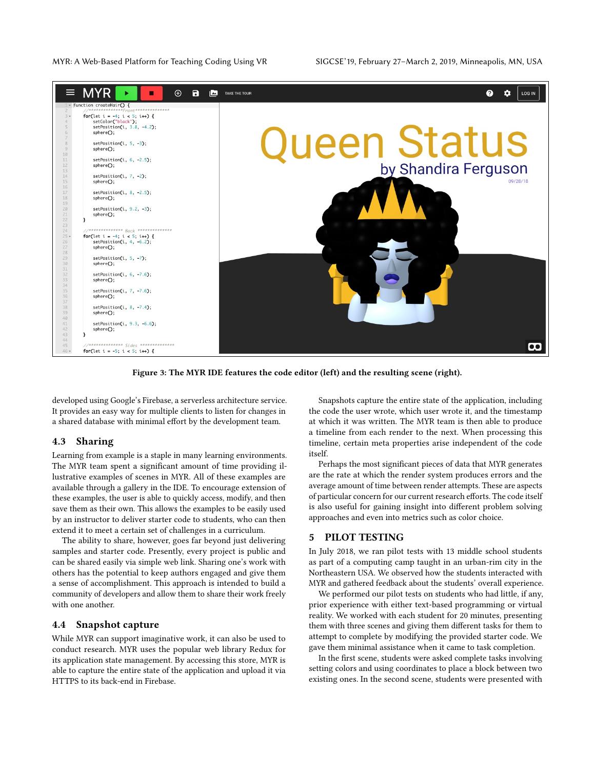Figure 3: The MYR IDE features the code editor (left) and the resulting scene (right).

developed using Google's Firebase, a serverless architecture service. It provides an easy way for multiple clients to listen for changes in a shared database with minimal effort by the development team.

## 4.3 Sharing

Learning from example is a staple in many learning environments. The MYR team spent a significant amount of time providing illustrative examples of scenes in MYR. All of these examples are available through a gallery in the IDE. To encourage extension of these examples, the user is able to quickly access, modify, and then save them as their own. This allows the examples to be easily used by an instructor to deliver starter code to students, who can then extend it to meet a certain set of challenges in a curriculum.

The ability to share, however, goes far beyond just delivering samples and starter code. Presently, every project is public and can be shared easily via simple web link. Sharing one's work with others has the potential to keep authors engaged and give them a sense of accomplishment. This approach is intended to build a community of developers and allow them to share their work freely with one another.

## 4.4 Snapshot capture

While MYR can support imaginative work, it can also be used to conduct research. MYR uses the popular web library Redux for its application state management. By accessing this store, MYR is able to capture the entire state of the application and upload it via HTTPS to its back-end in Firebase.

Snapshots capture the entire state of the application, including the code the user wrote, which user wrote it, and the timestamp at which it was written. The MYR team is then able to produce a timeline from each render to the next. When processing this timeline, certain meta properties arise independent of the code itself.

Perhaps the most significant pieces of data that MYR generates are the rate at which the render system produces errors and the average amount of time between render attempts. These are aspects of particular concern for our current research efforts. The code itself is also useful for gaining insight into different problem solving approaches and even into metrics such as color choice.

# 5 PILOT TESTING

In July 2018, we ran pilot tests with 13 middle school students as part of a computing camp taught in an urban-rim city in the Northeastern USA. We observed how the students interacted with MYR and gathered feedback about the students' overall experience.

We performed our pilot tests on students who had little, if any, prior experience with either text-based programming or virtual reality. We worked with each student for 20 minutes, presenting them with three scenes and giving them different tasks for them to attempt to complete by modifying the provided starter code. We gave them minimal assistance when it came to task completion.

In the first scene, students were asked complete tasks involving setting colors and using coordinates to place a block between two existing ones. In the second scene, students were presented with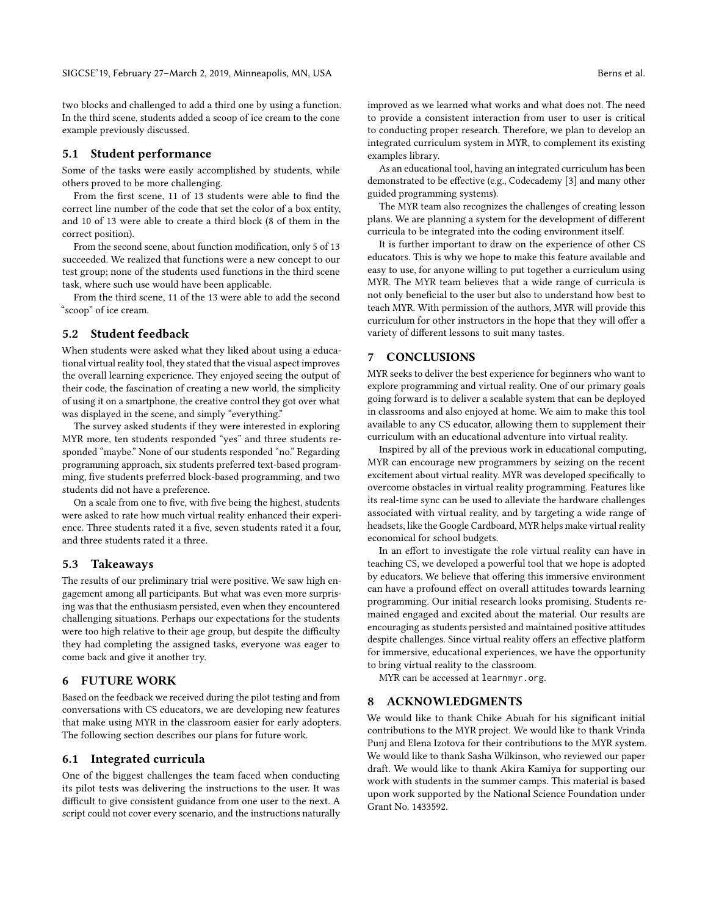two blocks and challenged to add a third one by using a function. In the third scene, students added a scoop of ice cream to the cone example previously discussed.

### 5.1 Student performance

Some of the tasks were easily accomplished by students, while others proved to be more challenging.

From the first scene, 11 of 13 students were able to find the correct line number of the code that set the color of a box entity, and 10 of 13 were able to create a third block (8 of them in the correct position).

From the second scene, about function modification, only 5 of 13 succeeded. We realized that functions were a new concept to our test group; none of the students used functions in the third scene task, where such use would have been applicable.

From the third scene, 11 of the 13 were able to add the second "scoop" of ice cream.

### 5.2 Student feedback

When students were asked what they liked about using a educational virtual reality tool, they stated that the visual aspect improves the overall learning experience. They enjoyed seeing the output of their code, the fascination of creating a new world, the simplicity of using it on a smartphone, the creative control they got over what was displayed in the scene, and simply "everything."

The survey asked students if they were interested in exploring MYR more, ten students responded "yes" and three students responded "maybe." None of our students responded "no." Regarding programming approach, six students preferred text-based programming, five students preferred block-based programming, and two students did not have a preference.

On a scale from one to five, with five being the highest, students were asked to rate how much virtual reality enhanced their experience. Three students rated it a five, seven students rated it a four, and three students rated it a three.

### 5.3 Takeaways

The results of our preliminary trial were positive. We saw high engagement among all participants. But what was even more surprising was that the enthusiasm persisted, even when they encountered challenging situations. Perhaps our expectations for the students were too high relative to their age group, but despite the difficulty they had completing the assigned tasks, everyone was eager to come back and give it another try.

## 6 FUTURE WORK

Based on the feedback we received during the pilot testing and from conversations with CS educators, we are developing new features that make using MYR in the classroom easier for early adopters. The following section describes our plans for future work.

### 6.1 Integrated curricula

One of the biggest challenges the team faced when conducting its pilot tests was delivering the instructions to the user. It was difficult to give consistent guidance from one user to the next. A script could not cover every scenario, and the instructions naturally improved as we learned what works and what does not. The need to provide a consistent interaction from user to user is critical to conducting proper research. Therefore, we plan to develop an integrated curriculum system in MYR, to complement its existing examples library.

As an educational tool, having an integrated curriculum has been demonstrated to be effective (e.g., Codecademy [3] and many other guided programming systems).

The MYR team also recognizes the challenges of creating lesson plans. We are planning a system for the development of different curricula to be integrated into the coding environment itself.

It is further important to draw on the experience of other CS educators. This is why we hope to make this feature available and easy to use, for anyone willing to put together a curriculum using MYR. The MYR team believes that a wide range of curricula is not only beneficial to the user but also to understand how best to teach MYR. With permission of the authors, MYR will provide this curriculum for other instructors in the hope that they will offer a variety of different lessons to suit many tastes.

## 7 CONCLUSIONS

MYR seeks to deliver the best experience for beginners who want to explore programming and virtual reality. One of our primary goals going forward is to deliver a scalable system that can be deployed in classrooms and also enjoyed at home. We aim to make this tool available to any CS educator, allowing them to supplement their curriculum with an educational adventure into virtual reality.

Inspired by all of the previous work in educational computing, MYR can encourage new programmers by seizing on the recent excitement about virtual reality. MYR was developed specifically to overcome obstacles in virtual reality programming. Features like its real-time sync can be used to alleviate the hardware challenges associated with virtual reality, and by targeting a wide range of headsets, like the Google Cardboard, MYR helps make virtual reality economical for school budgets.

In an effort to investigate the role virtual reality can have in teaching CS, we developed a powerful tool that we hope is adopted by educators. We believe that offering this immersive environment can have a profound effect on overall attitudes towards learning programming. Our initial research looks promising. Students remained engaged and excited about the material. Our results are encouraging as students persisted and maintained positive attitudes despite challenges. Since virtual reality offers an effective platform for immersive, educational experiences, we have the opportunity to bring virtual reality to the classroom.

MYR can be accessed at `learnmyr.org`.

## 8 ACKNOWLEDGMENTS

We would like to thank Chike Abuah for his significant initial contributions to the MYR project. We would like to thank Vrinda Punj and Elena Izotova for their contributions to the MYR system. We would like to thank Sasha Wilkinson, who reviewed our paper draft. We would like to thank Akira Kamiya for supporting our work with students in the summer camps. This material is based upon work supported by the National Science Foundation under Grant No. 1433592.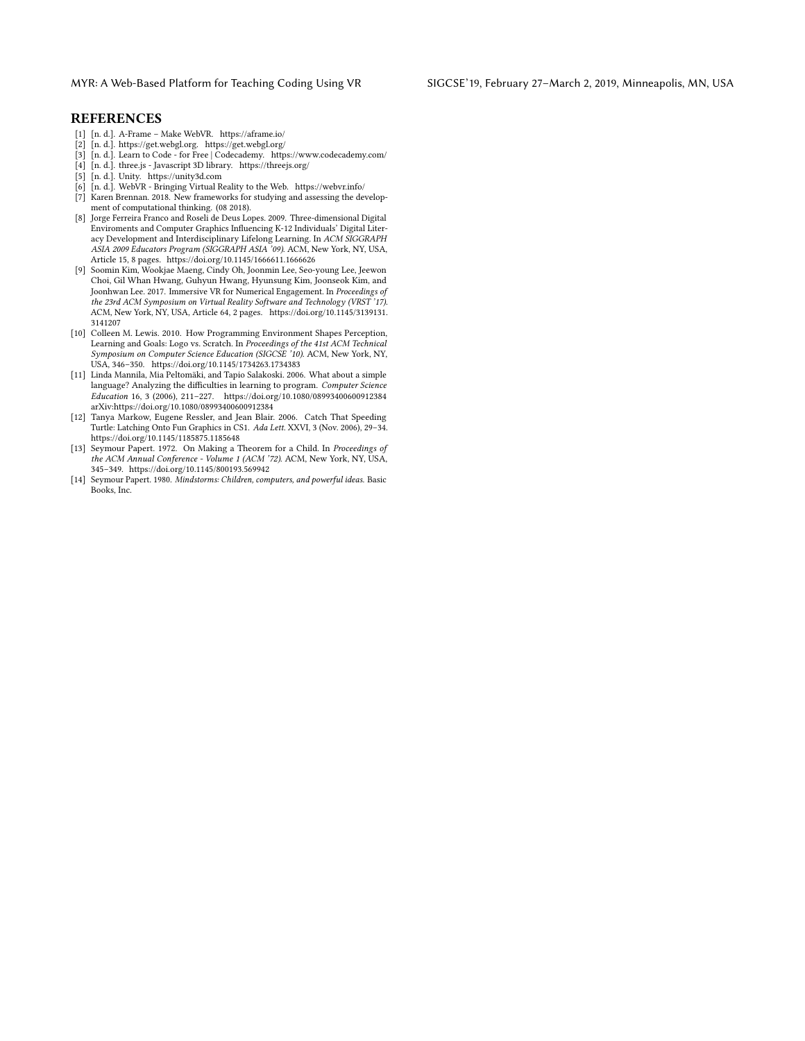## REFERENCES

[1] [n. d.]. A-Frame – Make WebVR. https://aframe.io/

[2] [n. d.]. https://get.webgl.org. https://get.webgl.org/

[3] [n. d.]. Learn to Code - for Free | Codecademy. https://www.codecademy.com/

[4] [n. d.]. three.js - Javascript 3D library. https://threejs.org/

[5] [n. d.]. Unity. https://unity3d.com

[6] [n. d.]. WebVR - Bringing Virtual Reality to the Web. https://webvr.info/

[7] Karen Brennan. 2018. New frameworks for studying and assessing the development of computational thinking. (08 2018).

[8] Jorge Ferreira Franco and Roseli de Deus Lopes. 2009. Three-dimensional Digital Enviroments and Computer Graphics Influencing K-12 Individuals' Digital Literacy Development and Interdisciplinary Lifelong Learning. In *ACM SIGGRAPH ASIA 2009 Educators Program (SIGGRAPH ASIA '09)*. ACM, New York, NY, USA, Article 15, 8 pages. https://doi.org/10.1145/1666611.1666626

[9] Soomin Kim, Wookjae Maeng, Cindy Oh, Joonmin Lee, Seo-young Lee, Jeewon Choi, Gil Whan Hwang, Guhyun Hwang, Hyunsung Kim, Joonseok Kim, and Joonhwan Lee. 2017. Immersive VR for Numerical Engagement. In *Proceedings of the 23rd ACM Symposium on Virtual Reality Software and Technology (VRST '17)*. ACM, New York, NY, USA, Article 64, 2 pages. https://doi.org/10.1145/3139131.3141207

[10] Colleen M. Lewis. 2010. How Programming Environment Shapes Perception, Learning and Goals: Logo vs. Scratch. In *Proceedings of the 41st ACM Technical Symposium on Computer Science Education (SIGCSE '10)*. ACM, New York, NY, USA, 346–350. https://doi.org/10.1145/1734263.1734383

[11] Linda Mannila, Mia Peltomäki, and Tapio Salakoski. 2006. What about a simple language? Analyzing the difficulties in learning to program. *Computer Science Education* 16, 3 (2006), 211–227. https://doi.org/10.1080/08993400600912384 arXiv:https://doi.org/10.1080/08993400600912384

[12] Tanya Markow, Eugene Ressler, and Jean Blair. 2006. Catch That Speeding Turtle: Latching Onto Fun Graphics in CS1. *Ada Lett.* XXVI, 3 (Nov. 2006), 29–34. https://doi.org/10.1145/1185875.1185648

[13] Seymour Papert. 1972. On Making a Theorem for a Child. In *Proceedings of the ACM Annual Conference - Volume 1 (ACM '72)*. ACM, New York, NY, USA, 345–349. https://doi.org/10.1145/800193.569942

[14] Seymour Papert. 1980. *Mindstorms: Children, computers, and powerful ideas.* Basic Books, Inc.